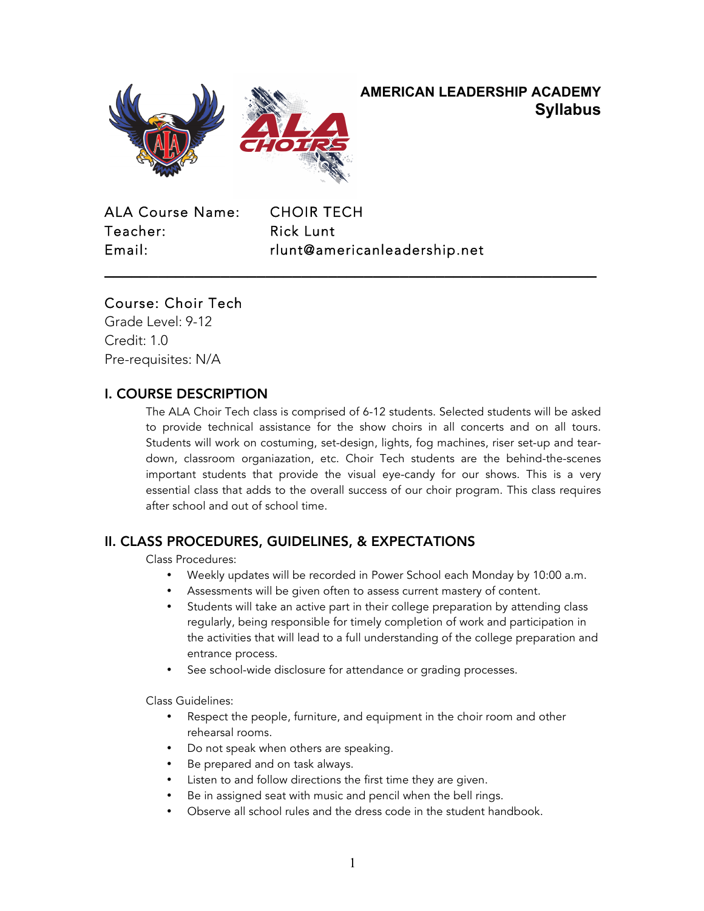# AMERICAN LEADERSHIP ACADEMY
## Syllabus

ALA Course Name: CHOIR TECH
Teacher: Rick Lunt
Email: rlunt@americanleadership.net

---

### Course: Choir Tech
Grade Level: 9-12
Credit: 1.0
Pre-requisites: N/A

## I. COURSE DESCRIPTION

The ALA Choir Tech class is comprised of 6-12 students. Selected students will be asked to provide technical assistance for the show choirs in all concerts and on all tours. Students will work on costuming, set-design, lights, fog machines, riser set-up and tear-down, classroom organiazation, etc. Choir Tech students are the behind-the-scenes important students that provide the visual eye-candy for our shows. This is a very essential class that adds to the overall success of our choir program. This class requires after school and out of school time.

## II. CLASS PROCEDURES, GUIDELINES, & EXPECTATIONS

Class Procedures:

- Weekly updates will be recorded in Power School each Monday by 10:00 a.m.
- Assessments will be given often to assess current mastery of content.
- Students will take an active part in their college preparation by attending class regularly, being responsible for timely completion of work and participation in the activities that will lead to a full understanding of the college preparation and entrance process.
- See school-wide disclosure for attendance or grading processes.

Class Guidelines:

- Respect the people, furniture, and equipment in the choir room and other rehearsal rooms.
- Do not speak when others are speaking.
- Be prepared and on task always.
- Listen to and follow directions the first time they are given.
- Be in assigned seat with music and pencil when the bell rings.
- Observe all school rules and the dress code in the student handbook.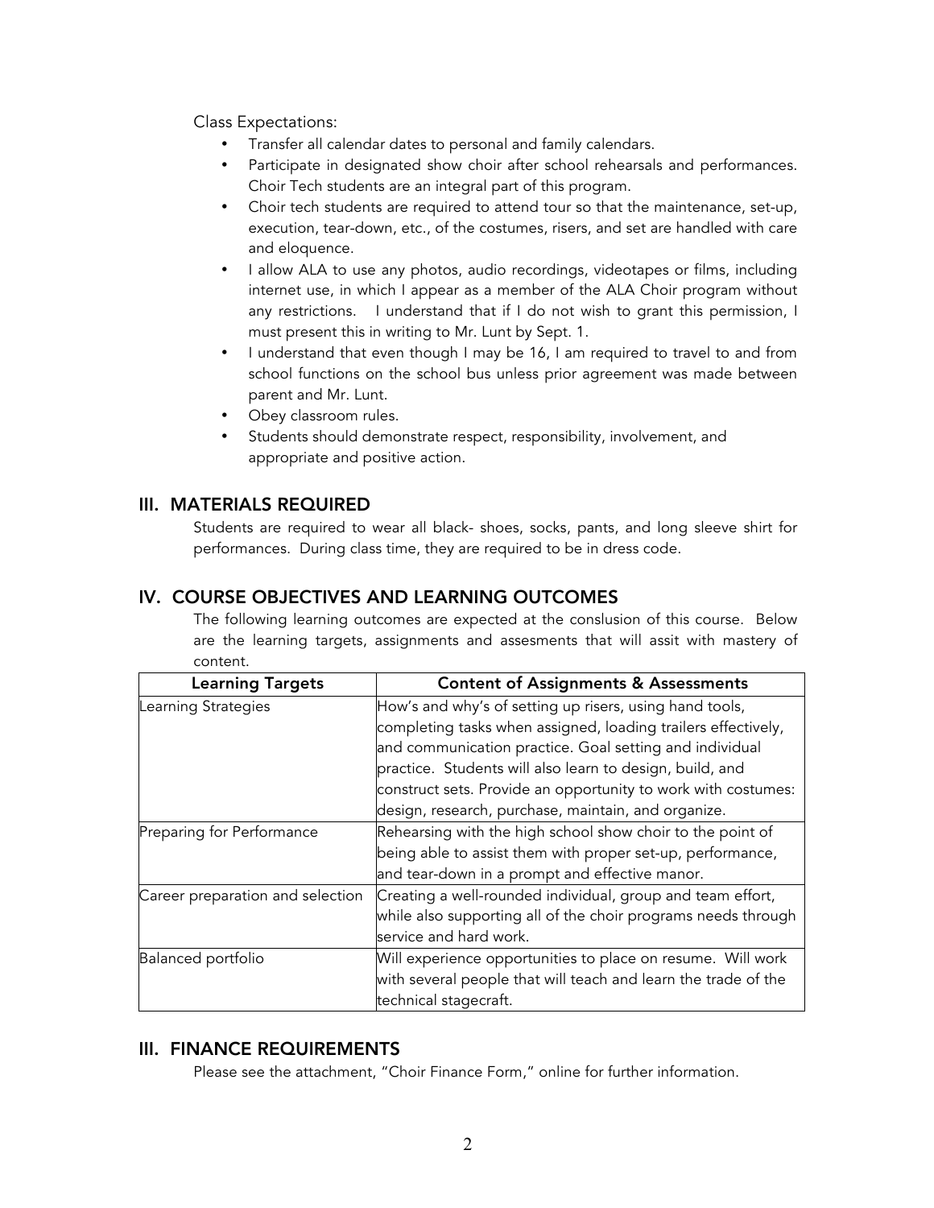Class Expectations:

- Transfer all calendar dates to personal and family calendars.
- Participate in designated show choir after school rehearsals and performances. Choir Tech students are an integral part of this program.
- Choir tech students are required to attend tour so that the maintenance, set-up, execution, tear-down, etc., of the costumes, risers, and set are handled with care and eloquence.
- I allow ALA to use any photos, audio recordings, videotapes or films, including internet use, in which I appear as a member of the ALA Choir program without any restrictions. I understand that if I do not wish to grant this permission, I must present this in writing to Mr. Lunt by Sept. 1.
- I understand that even though I may be 16, I am required to travel to and from school functions on the school bus unless prior agreement was made between parent and Mr. Lunt.
- Obey classroom rules.
- Students should demonstrate respect, responsibility, involvement, and appropriate and positive action.

## III. MATERIALS REQUIRED

Students are required to wear all black- shoes, socks, pants, and long sleeve shirt for performances. During class time, they are required to be in dress code.

## IV. COURSE OBJECTIVES AND LEARNING OUTCOMES

The following learning outcomes are expected at the conslusion of this course. Below are the learning targets, assignments and assesments that will assit with mastery of content.

| Learning Targets | Content of Assignments & Assessments |
| --- | --- |
| Learning Strategies | How's and why's of setting up risers, using hand tools, completing tasks when assigned, loading trailers effectively, and communication practice. Goal setting and individual practice. Students will also learn to design, build, and construct sets. Provide an opportunity to work with costumes: design, research, purchase, maintain, and organize. |
| Preparing for Performance | Rehearsing with the high school show choir to the point of being able to assist them with proper set-up, performance, and tear-down in a prompt and effective manor. |
| Career preparation and selection | Creating a well-rounded individual, group and team effort, while also supporting all of the choir programs needs through service and hard work. |
| Balanced portfolio | Will experience opportunities to place on resume. Will work with several people that will teach and learn the trade of the technical stagecraft. |

## III. FINANCE REQUIREMENTS

Please see the attachment, "Choir Finance Form," online for further information.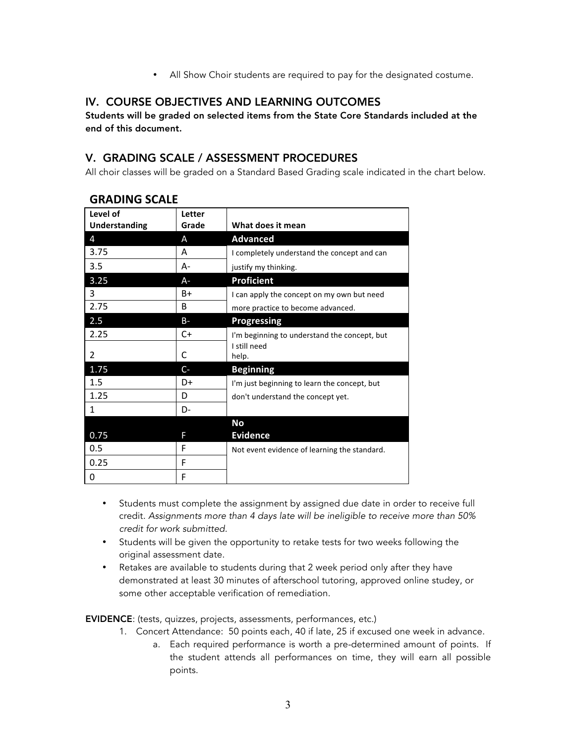- All Show Choir students are required to pay for the designated costume.

## IV. COURSE OBJECTIVES AND LEARNING OUTCOMES

**Students will be graded on selected items from the State Core Standards included at the end of this document.**

## V. GRADING SCALE / ASSESSMENT PROCEDURES

All choir classes will be graded on a Standard Based Grading scale indicated in the chart below.

### GRADING SCALE

| Level of Understanding | Letter Grade | What does it mean |
|---|---|---|
| 4 | A | **Advanced** |
| 3.75 | A | I completely understand the concept and can |
| 3.5 | A- | justify my thinking. |
| 3.25 | A- | **Proficient** |
| 3 | B+ | I can apply the concept on my own but need |
| 2.75 | B | more practice to become advanced. |
| 2.5 | B- | **Progressing** |
| 2.25 | C+ | I'm beginning to understand the concept, but |
| 2 | C | I still need help. |
| 1.75 | C- | **Beginning** |
| 1.5 | D+ | I'm just beginning to learn the concept, but |
| 1.25 | D | don't understand the concept yet. |
| 1 | D- | |
| 0.75 | F | **No Evidence** |
| 0.5 | F | Not event evidence of learning the standard. |
| 0.25 | F | |
| 0 | F | |

- Students must complete the assignment by assigned due date in order to receive full credit. *Assignments more than 4 days late will be ineligible to receive more than 50% credit for work submitted.*
- Students will be given the opportunity to retake tests for two weeks following the original assessment date.
- Retakes are available to students during that 2 week period only after they have demonstrated at least 30 minutes of afterschool tutoring, approved online studey, or some other acceptable verification of remediation.

**EVIDENCE**: (tests, quizzes, projects, assessments, performances, etc.)

1. Concert Attendance: 50 points each, 40 if late, 25 if excused one week in advance.
    a. Each required performance is worth a pre-determined amount of points. If the student attends all performances on time, they will earn all possible points.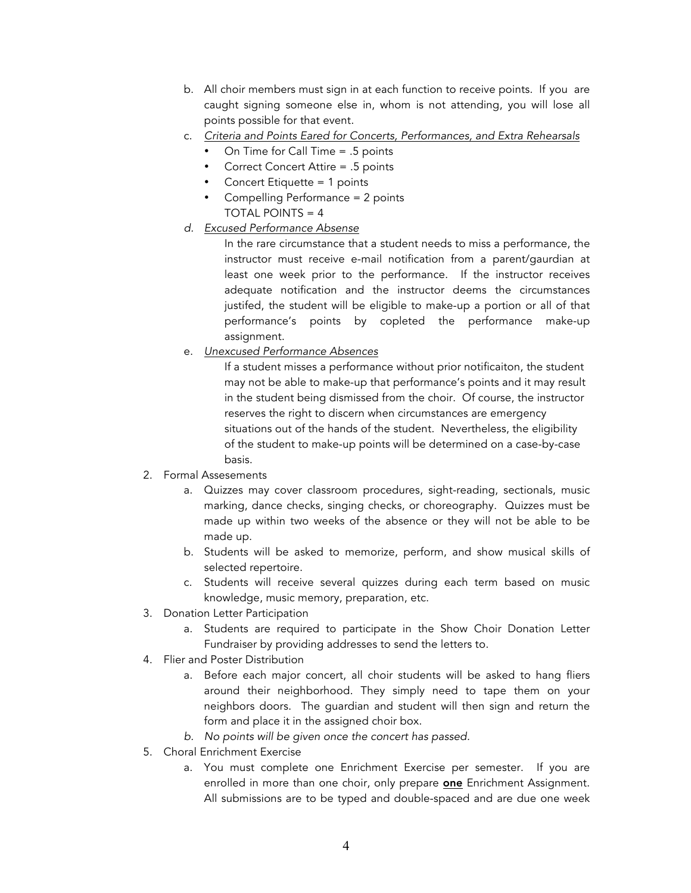b. All choir members must sign in at each function to receive points. If you are caught signing someone else in, whom is not attending, you will lose all points possible for that event.

c. *Criteria and Points Eared for Concerts, Performances, and Extra Rehearsals*
   - On Time for Call Time = .5 points
   - Correct Concert Attire = .5 points
   - Concert Etiquette = 1 points
   - Compelling Performance = 2 points

   TOTAL POINTS = 4

d. *Excused Performance Absense*

   In the rare circumstance that a student needs to miss a performance, the instructor must receive e-mail notification from a parent/gaurdian at least one week prior to the performance. If the instructor receives adequate notification and the instructor deems the circumstances justifed, the student will be eligible to make-up a portion or all of that performance's points by copleted the performance make-up assignment.

e. *Unexcused Performance Absences*

   If a student misses a performance without prior notificaiton, the student may not be able to make-up that performance's points and it may result in the student being dismissed from the choir. Of course, the instructor reserves the right to discern when circumstances are emergency situations out of the hands of the student. Nevertheless, the eligibility of the student to make-up points will be determined on a case-by-case basis.

2. Formal Assesements
   a. Quizzes may cover classroom procedures, sight-reading, sectionals, music marking, dance checks, singing checks, or choreography. Quizzes must be made up within two weeks of the absence or they will not be able to be made up.
   b. Students will be asked to memorize, perform, and show musical skills of selected repertoire.
   c. Students will receive several quizzes during each term based on music knowledge, music memory, preparation, etc.
3. Donation Letter Participation
   a. Students are required to participate in the Show Choir Donation Letter Fundraiser by providing addresses to send the letters to.
4. Flier and Poster Distribution
   a. Before each major concert, all choir students will be asked to hang fliers around their neighborhood. They simply need to tape them on your neighbors doors. The guardian and student will then sign and return the form and place it in the assigned choir box.
   b. *No points will be given once the concert has passed.*
5. Choral Enrichment Exercise
   a. You must complete one Enrichment Exercise per semester. If you are enrolled in more than one choir, only prepare **one** Enrichment Assignment. All submissions are to be typed and double-spaced and are due one week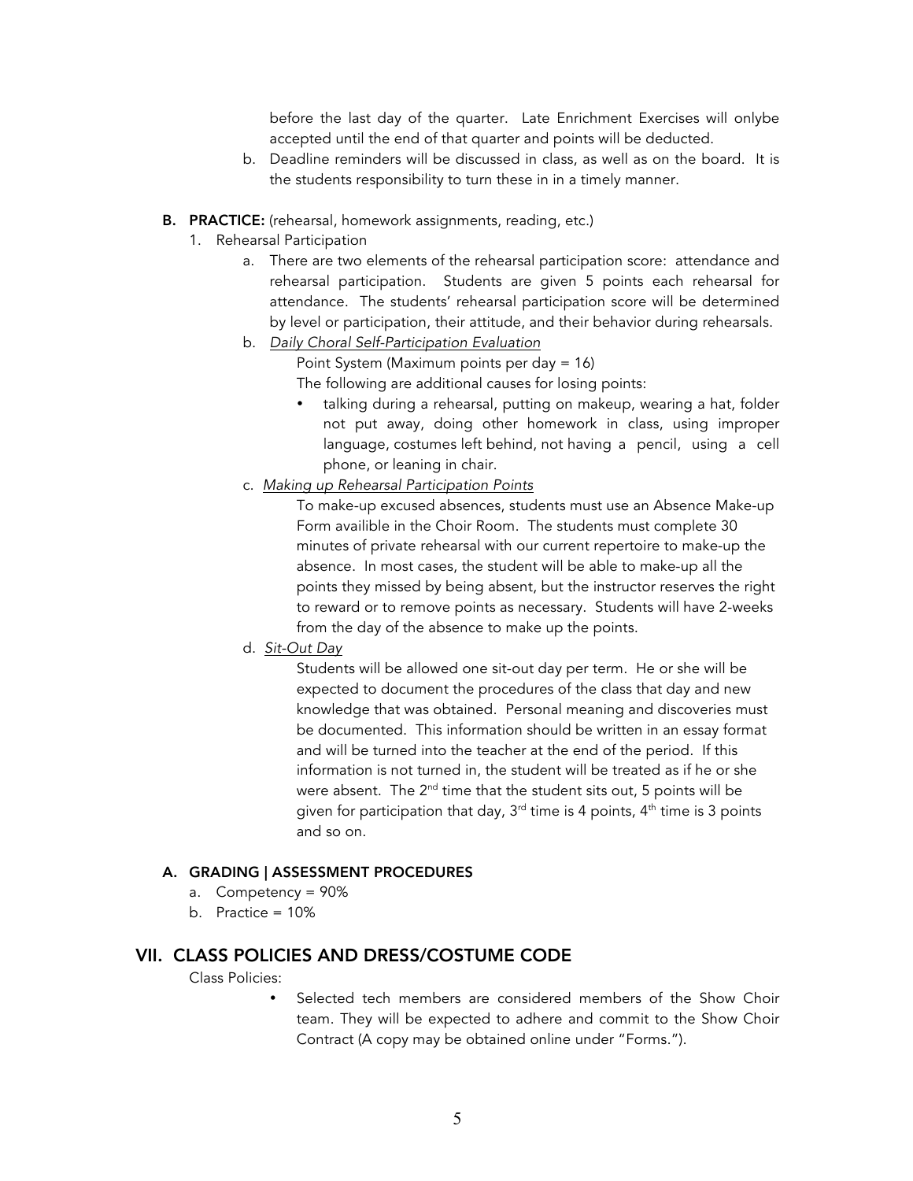before the last day of the quarter. Late Enrichment Exercises will onlybe accepted until the end of that quarter and points will be deducted.

b. Deadline reminders will be discussed in class, as well as on the board. It is the students responsibility to turn these in in a timely manner.

**B. PRACTICE:** (rehearsal, homework assignments, reading, etc.)

1. Rehearsal Participation

   a. There are two elements of the rehearsal participation score: attendance and rehearsal participation. Students are given 5 points each rehearsal for attendance. The students' rehearsal participation score will be determined by level or participation, their attitude, and their behavior during rehearsals.

   b. *Daily Choral Self-Participation Evaluation*

      Point System (Maximum points per day = 16)

      The following are additional causes for losing points:

      - talking during a rehearsal, putting on makeup, wearing a hat, folder not put away, doing other homework in class, using improper language, costumes left behind, not having a pencil, using a cell phone, or leaning in chair.

   c. *Making up Rehearsal Participation Points*

      To make-up excused absences, students must use an Absence Make-up Form availible in the Choir Room. The students must complete 30 minutes of private rehearsal with our current repertoire to make-up the absence. In most cases, the student will be able to make-up all the points they missed by being absent, but the instructor reserves the right to reward or to remove points as necessary. Students will have 2-weeks from the day of the absence to make up the points.

   d. *Sit-Out Day*

      Students will be allowed one sit-out day per term. He or she will be expected to document the procedures of the class that day and new knowledge that was obtained. Personal meaning and discoveries must be documented. This information should be written in an essay format and will be turned into the teacher at the end of the period. If this information is not turned in, the student will be treated as if he or she were absent. The 2nd time that the student sits out, 5 points will be given for participation that day, 3rd time is 4 points, 4th time is 3 points and so on.

**A. GRADING | ASSESSMENT PROCEDURES**

a. Competency = 90%

b. Practice = 10%

## VII. CLASS POLICIES AND DRESS/COSTUME CODE

Class Policies:

- Selected tech members are considered members of the Show Choir team. They will be expected to adhere and commit to the Show Choir Contract (A copy may be obtained online under "Forms.").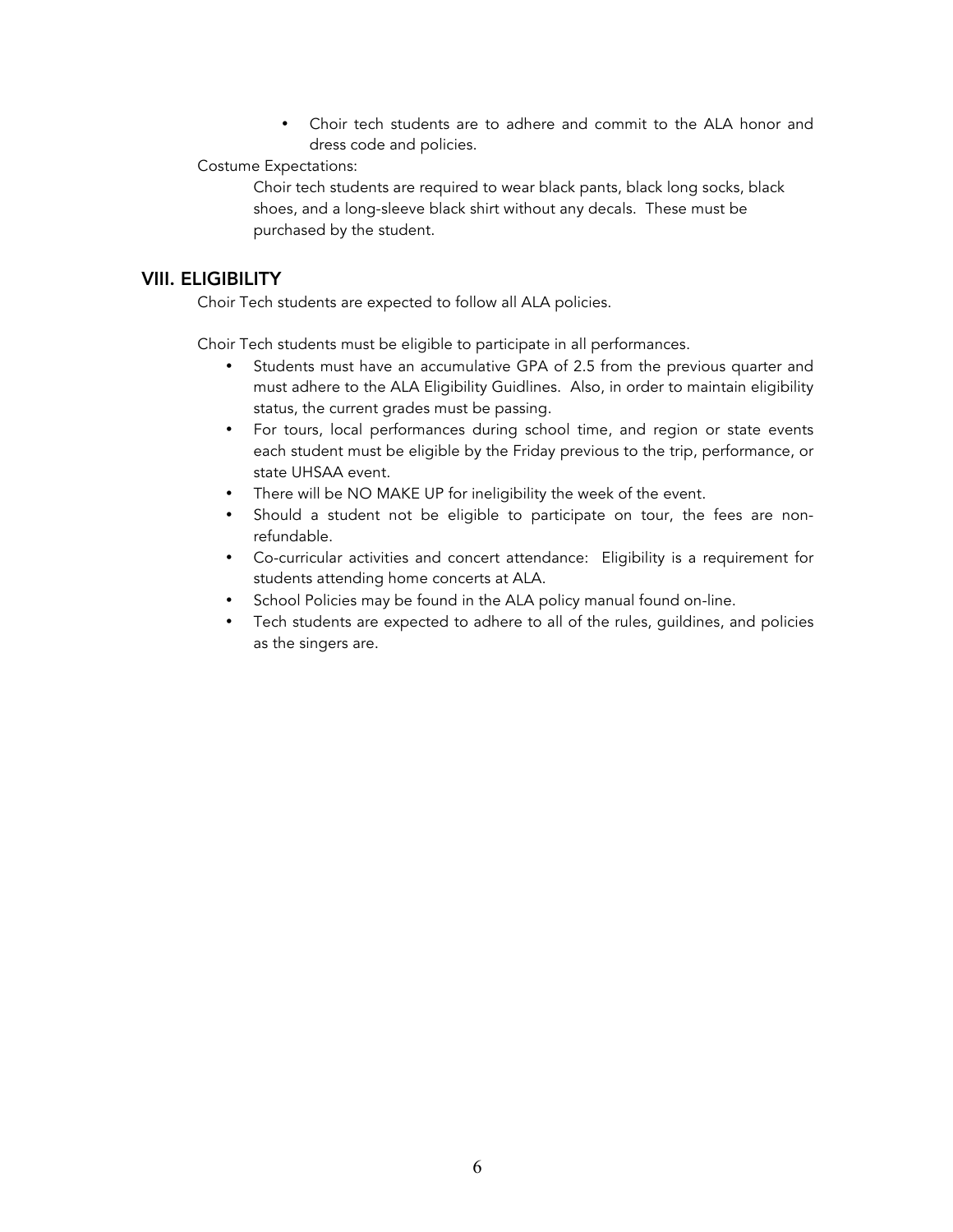- Choir tech students are to adhere and commit to the ALA honor and dress code and policies.

Costume Expectations:

Choir tech students are required to wear black pants, black long socks, black shoes, and a long-sleeve black shirt without any decals. These must be purchased by the student.

## VIII. ELIGIBILITY

Choir Tech students are expected to follow all ALA policies.

Choir Tech students must be eligible to participate in all performances.

- Students must have an accumulative GPA of 2.5 from the previous quarter and must adhere to the ALA Eligibility Guidlines. Also, in order to maintain eligibility status, the current grades must be passing.
- For tours, local performances during school time, and region or state events each student must be eligible by the Friday previous to the trip, performance, or state UHSAA event.
- There will be NO MAKE UP for ineligibility the week of the event.
- Should a student not be eligible to participate on tour, the fees are non-refundable.
- Co-curricular activities and concert attendance: Eligibility is a requirement for students attending home concerts at ALA.
- School Policies may be found in the ALA policy manual found on-line.
- Tech students are expected to adhere to all of the rules, guildines, and policies as the singers are.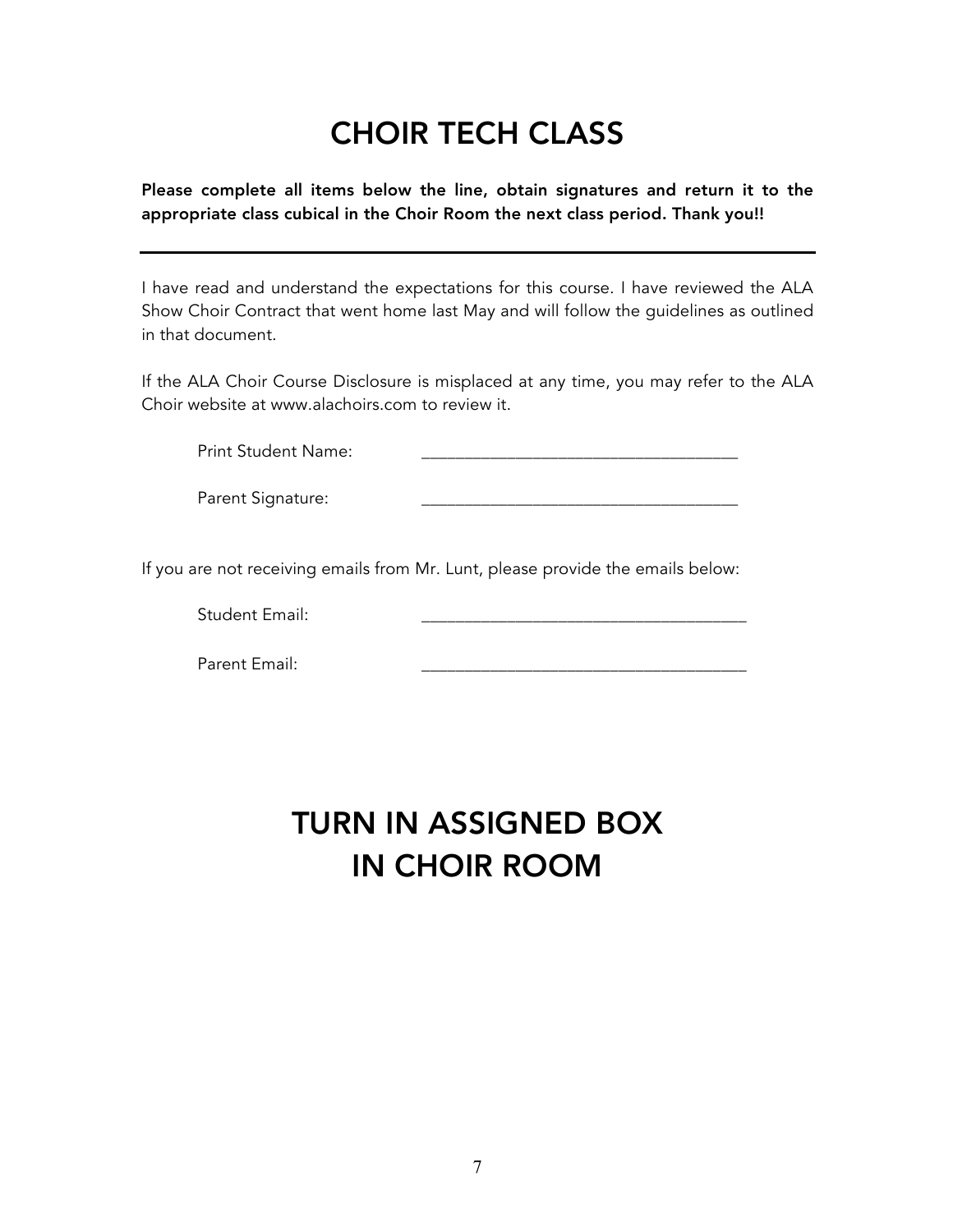# CHOIR TECH CLASS

**Please complete all items below the line, obtain signatures and return it to the appropriate class cubical in the Choir Room the next class period. Thank you!!**

---

I have read and understand the expectations for this course. I have reviewed the ALA Show Choir Contract that went home last May and will follow the guidelines as outlined in that document.

If the ALA Choir Course Disclosure is misplaced at any time, you may refer to the ALA Choir website at www.alachoirs.com to review it.

Print Student Name: ___________________________________

Parent Signature: ___________________________________

If you are not receiving emails from Mr. Lunt, please provide the emails below:

Student Email: ___________________________________

Parent Email: ___________________________________

# TURN IN ASSIGNED BOX IN CHOIR ROOM